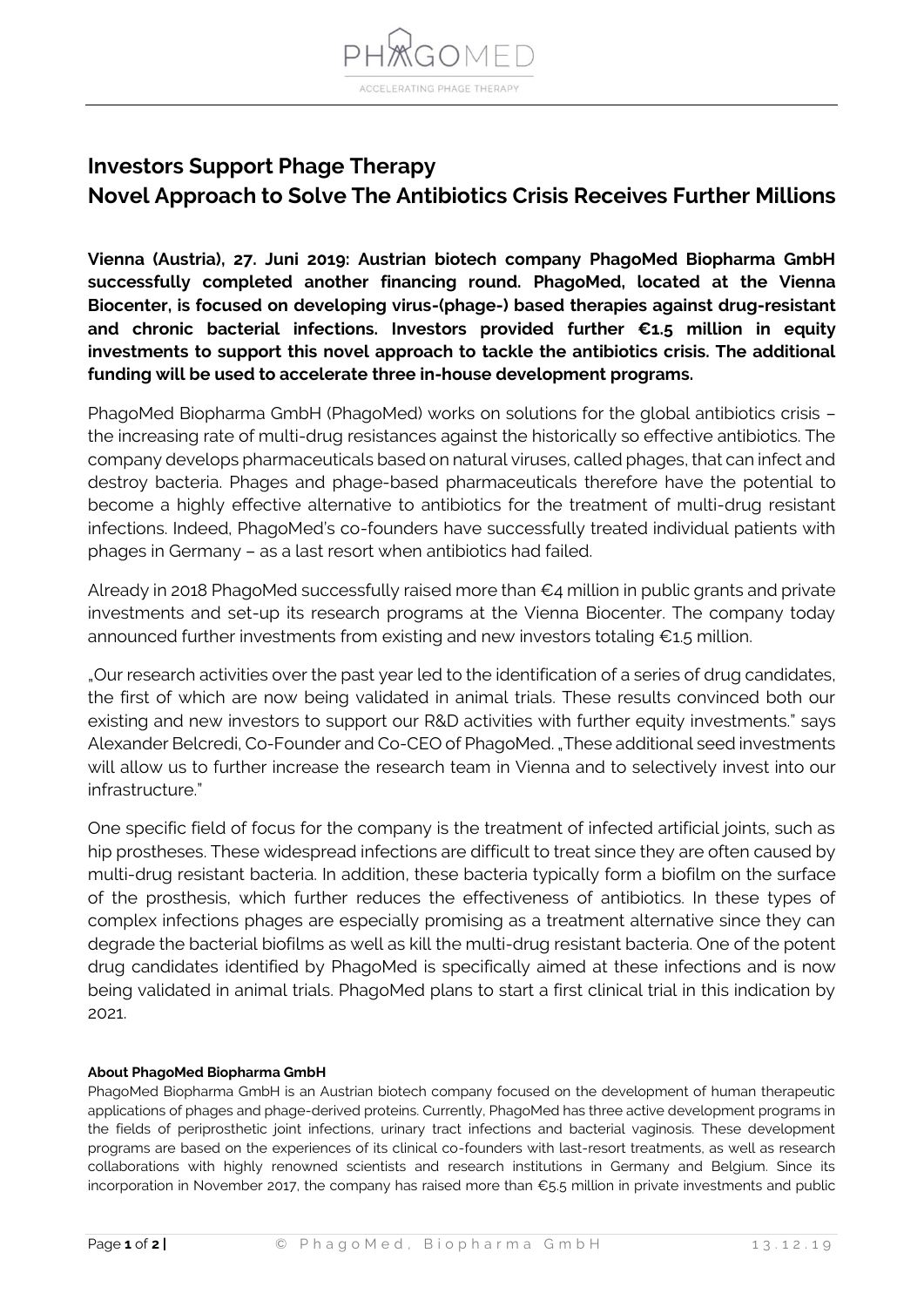# Investors Support Phage Therapy
## Novel Approach to Solve The Antibiotics Crisis Receives Further Millions

**Vienna (Austria), 27. Juni 2019: Austrian biotech company PhagoMed Biopharma GmbH successfully completed another financing round. PhagoMed, located at the Vienna Biocenter, is focused on developing virus-(phage-) based therapies against drug-resistant and chronic bacterial infections. Investors provided further €1.5 million in equity investments to support this novel approach to tackle the antibiotics crisis. The additional funding will be used to accelerate three in-house development programs.**

PhagoMed Biopharma GmbH (PhagoMed) works on solutions for the global antibiotics crisis – the increasing rate of multi-drug resistances against the historically so effective antibiotics. The company develops pharmaceuticals based on natural viruses, called phages, that can infect and destroy bacteria. Phages and phage-based pharmaceuticals therefore have the potential to become a highly effective alternative to antibiotics for the treatment of multi-drug resistant infections. Indeed, PhagoMed's co-founders have successfully treated individual patients with phages in Germany – as a last resort when antibiotics had failed.

Already in 2018 PhagoMed successfully raised more than €4 million in public grants and private investments and set-up its research programs at the Vienna Biocenter. The company today announced further investments from existing and new investors totaling €1.5 million.

„Our research activities over the past year led to the identification of a series of drug candidates, the first of which are now being validated in animal trials. These results convinced both our existing and new investors to support our R&D activities with further equity investments." says Alexander Belcredi, Co-Founder and Co-CEO of PhagoMed. „These additional seed investments will allow us to further increase the research team in Vienna and to selectively invest into our infrastructure."

One specific field of focus for the company is the treatment of infected artificial joints, such as hip prostheses. These widespread infections are difficult to treat since they are often caused by multi-drug resistant bacteria. In addition, these bacteria typically form a biofilm on the surface of the prosthesis, which further reduces the effectiveness of antibiotics. In these types of complex infections phages are especially promising as a treatment alternative since they can degrade the bacterial biofilms as well as kill the multi-drug resistant bacteria. One of the potent drug candidates identified by PhagoMed is specifically aimed at these infections and is now being validated in animal trials. PhagoMed plans to start a first clinical trial in this indication by 2021.

**About PhagoMed Biopharma GmbH**

PhagoMed Biopharma GmbH is an Austrian biotech company focused on the development of human therapeutic applications of phages and phage-derived proteins. Currently, PhagoMed has three active development programs in the fields of periprosthetic joint infections, urinary tract infections and bacterial vaginosis. These development programs are based on the experiences of its clinical co-founders with last-resort treatments, as well as research collaborations with highly renowned scientists and research institutions in Germany and Belgium. Since its incorporation in November 2017, the company has raised more than €5.5 million in private investments and public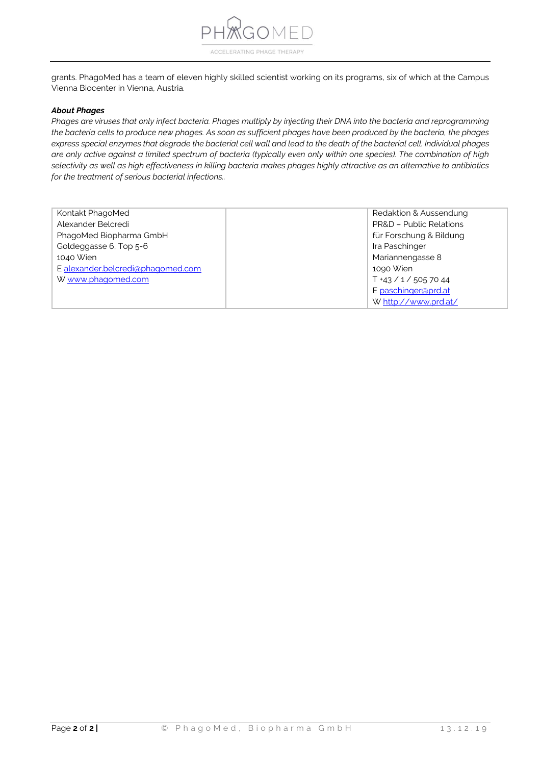grants. PhagoMed has a team of eleven highly skilled scientist working on its programs, six of which at the Campus Vienna Biocenter in Vienna, Austria.

***About Phages***

*Phages are viruses that only infect bacteria. Phages multiply by injecting their DNA into the bacteria and reprogramming the bacteria cells to produce new phages. As soon as sufficient phages have been produced by the bacteria, the phages express special enzymes that degrade the bacterial cell wall and lead to the death of the bacterial cell. Individual phages are only active against a limited spectrum of bacteria (typically even only within one species). The combination of high selectivity as well as high effectiveness in killing bacteria makes phages highly attractive as an alternative to antibiotics for the treatment of serious bacterial infections..*

| | | |
|---|---|---|
| Kontakt PhagoMed<br>Alexander Belcredi<br>PhagoMed Biopharma GmbH<br>Goldeggasse 6, Top 5-6<br>1040 Wien<br>E alexander.belcredi@phagomed.com<br>W www.phagomed.com | | Redaktion & Aussendung<br>PR&D – Public Relations<br>für Forschung & Bildung<br>Ira Paschinger<br>Mariannengasse 8<br>1090 Wien<br>T +43 / 1 / 505 70 44<br>E paschinger@prd.at<br>W http://www.prd.at/ |